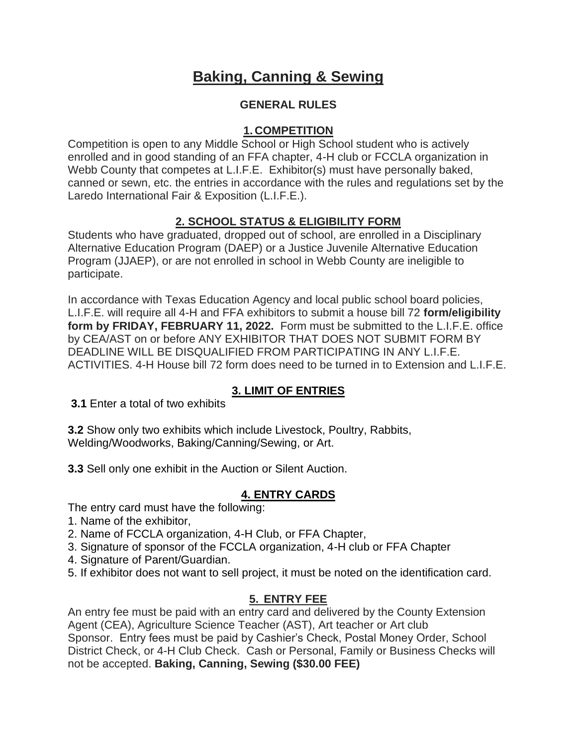# Baking, Canning & Sewing

## GENERAL RULES

### 1. COMPETITION

Competition is open to any Middle School or High School student who is actively enrolled and in good standing of an FFA chapter, 4-H club or FCCLA organization in Webb County that competes at L.I.F.E. Exhibitor(s) must have personally baked, canned or sewn, etc. the entries in accordance with the rules and regulations set by the Laredo International Fair & Exposition (L.I.F.E.).

### 2. SCHOOL STATUS & ELIGIBILITY FORM

Students who have graduated, dropped out of school, are enrolled in a Disciplinary Alternative Education Program (DAEP) or a Justice Juvenile Alternative Education Program (JJAEP), or are not enrolled in school in Webb County are ineligible to participate.

In accordance with Texas Education Agency and local public school board policies, L.I.F.E. will require all 4-H and FFA exhibitors to submit a house bill 72 **form/eligibility form by FRIDAY, FEBRUARY 11, 2022.** Form must be submitted to the L.I.F.E. office by CEA/AST on or before ANY EXHIBITOR THAT DOES NOT SUBMIT FORM BY DEADLINE WILL BE DISQUALIFIED FROM PARTICIPATING IN ANY L.I.F.E. ACTIVITIES. 4-H House bill 72 form does need to be turned in to Extension and L.I.F.E.

### 3. LIMIT OF ENTRIES

**3.1** Enter a total of two exhibits

**3.2** Show only two exhibits which include Livestock, Poultry, Rabbits, Welding/Woodworks, Baking/Canning/Sewing, or Art.

**3.3** Sell only one exhibit in the Auction or Silent Auction.

### 4. ENTRY CARDS

The entry card must have the following:

1. Name of the exhibitor,
2. Name of FCCLA organization, 4-H Club, or FFA Chapter,
3. Signature of sponsor of the FCCLA organization, 4-H club or FFA Chapter
4. Signature of Parent/Guardian.
5. If exhibitor does not want to sell project, it must be noted on the identification card.

### 5. ENTRY FEE

An entry fee must be paid with an entry card and delivered by the County Extension Agent (CEA), Agriculture Science Teacher (AST), Art teacher or Art club Sponsor. Entry fees must be paid by Cashier's Check, Postal Money Order, School District Check, or 4-H Club Check. Cash or Personal, Family or Business Checks will not be accepted. **Baking, Canning, Sewing ($30.00 FEE)**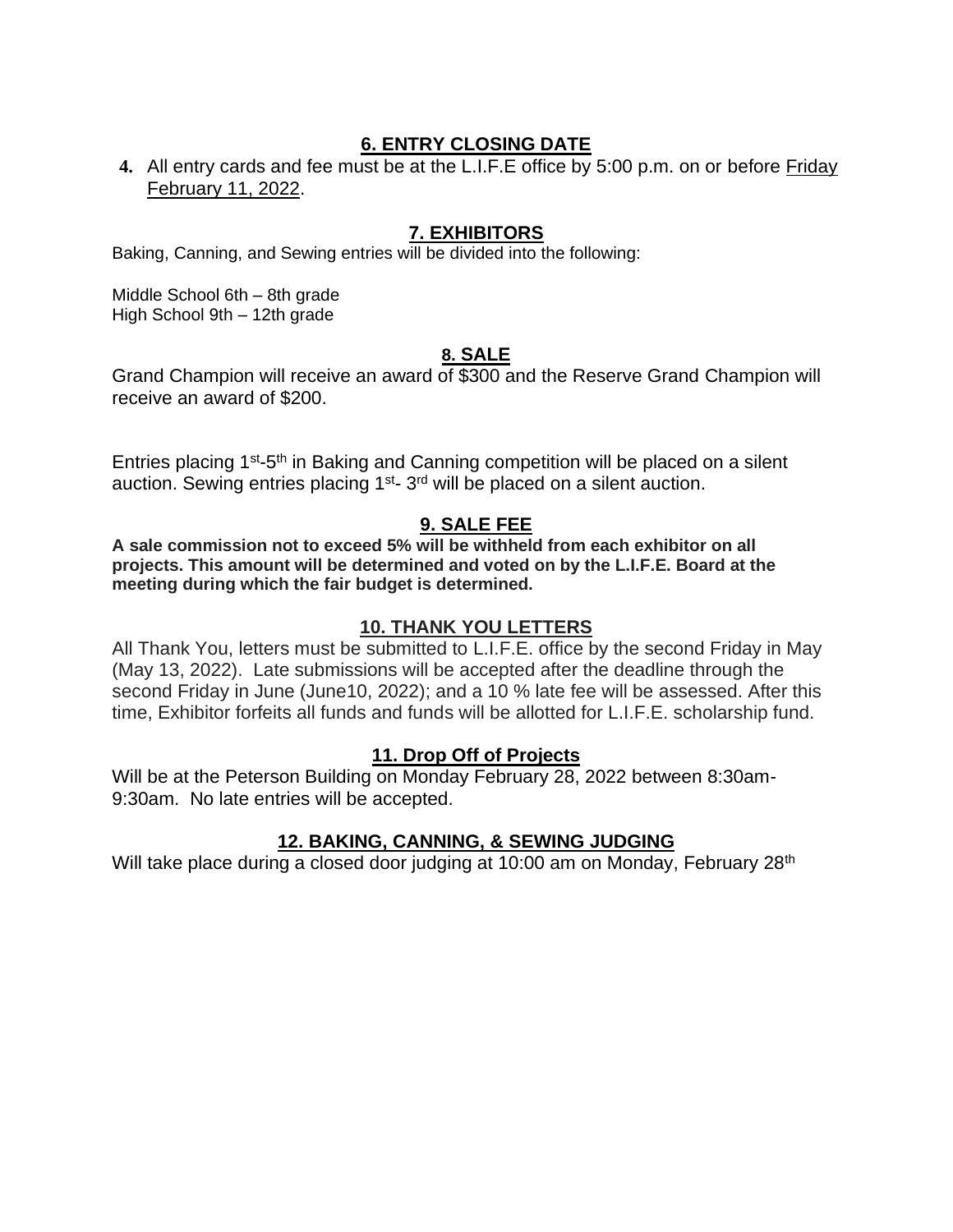## 6. ENTRY CLOSING DATE

4. All entry cards and fee must be at the L.I.F.E office by 5:00 p.m. on or before Friday February 11, 2022.

## 7. EXHIBITORS

Baking, Canning, and Sewing entries will be divided into the following:

Middle School 6th – 8th grade
High School 9th – 12th grade

## 8. SALE

Grand Champion will receive an award of $300 and the Reserve Grand Champion will receive an award of $200.

Entries placing 1st-5th in Baking and Canning competition will be placed on a silent auction. Sewing entries placing 1st- 3rd will be placed on a silent auction.

## 9. SALE FEE

**A sale commission not to exceed 5% will be withheld from each exhibitor on all projects. This amount will be determined and voted on by the L.I.F.E. Board at the meeting during which the fair budget is determined.**

## 10. THANK YOU LETTERS

All Thank You, letters must be submitted to L.I.F.E. office by the second Friday in May (May 13, 2022). Late submissions will be accepted after the deadline through the second Friday in June (June10, 2022); and a 10 % late fee will be assessed. After this time, Exhibitor forfeits all funds and funds will be allotted for L.I.F.E. scholarship fund.

## 11. Drop Off of Projects

Will be at the Peterson Building on Monday February 28, 2022 between 8:30am-9:30am. No late entries will be accepted.

## 12. BAKING, CANNING, & SEWING JUDGING

Will take place during a closed door judging at 10:00 am on Monday, February 28th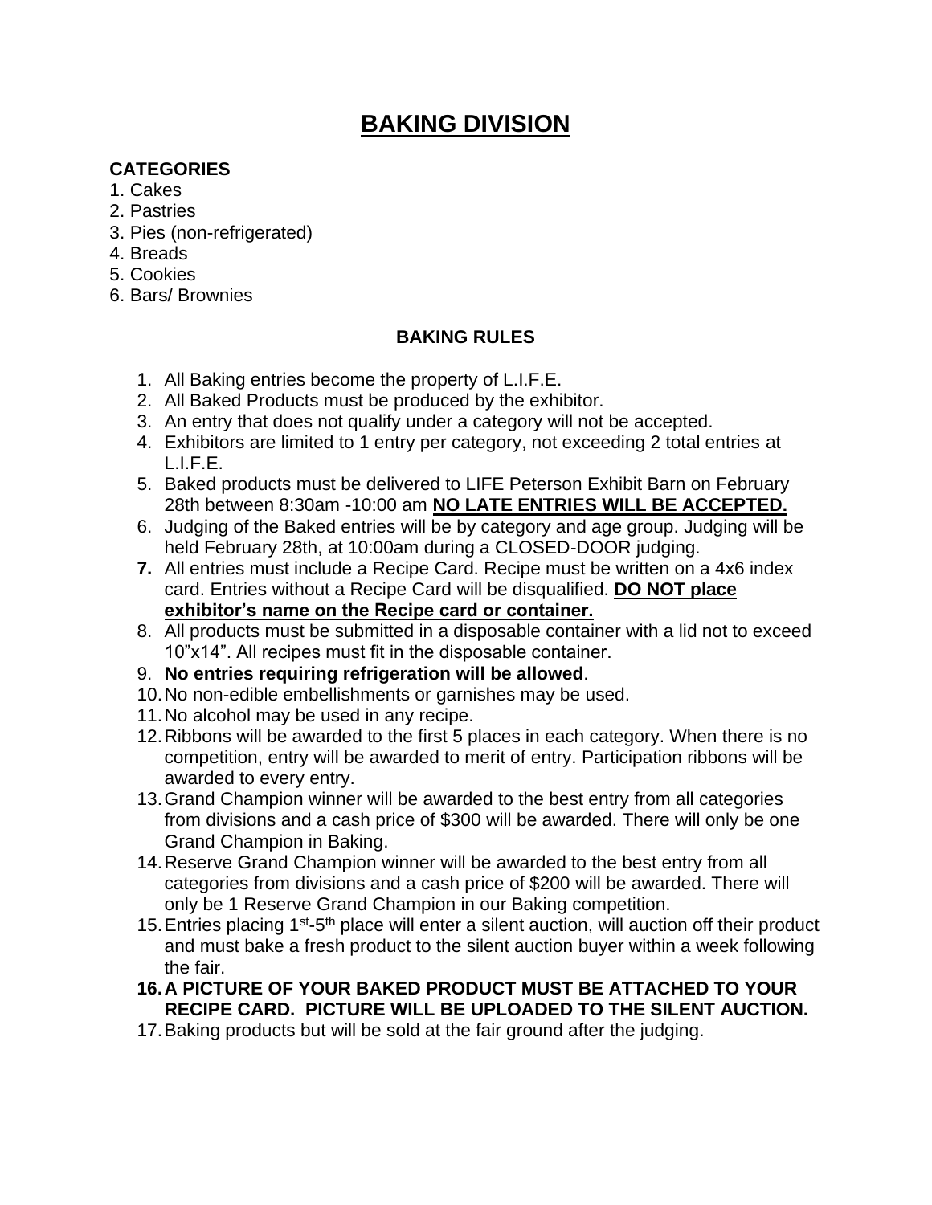# BAKING DIVISION

**CATEGORIES**

1. Cakes
2. Pastries
3. Pies (non-refrigerated)
4. Breads
5. Cookies
6. Bars/ Brownies

**BAKING RULES**

1. All Baking entries become the property of L.I.F.E.
2. All Baked Products must be produced by the exhibitor.
3. An entry that does not qualify under a category will not be accepted.
4. Exhibitors are limited to 1 entry per category, not exceeding 2 total entries at L.I.F.E.
5. Baked products must be delivered to LIFE Peterson Exhibit Barn on February 28th between 8:30am -10:00 am **NO LATE ENTRIES WILL BE ACCEPTED.**
6. Judging of the Baked entries will be by category and age group. Judging will be held February 28th, at 10:00am during a CLOSED-DOOR judging.
7. All entries must include a Recipe Card. Recipe must be written on a 4x6 index card. Entries without a Recipe Card will be disqualified. **DO NOT place exhibitor's name on the Recipe card or container.**
8. All products must be submitted in a disposable container with a lid not to exceed 10"x14". All recipes must fit in the disposable container.
9. **No entries requiring refrigeration will be allowed**.
10. No non-edible embellishments or garnishes may be used.
11. No alcohol may be used in any recipe.
12. Ribbons will be awarded to the first 5 places in each category. When there is no competition, entry will be awarded to merit of entry. Participation ribbons will be awarded to every entry.
13. Grand Champion winner will be awarded to the best entry from all categories from divisions and a cash price of $300 will be awarded. There will only be one Grand Champion in Baking.
14. Reserve Grand Champion winner will be awarded to the best entry from all categories from divisions and a cash price of $200 will be awarded. There will only be 1 Reserve Grand Champion in our Baking competition.
15. Entries placing 1st-5th place will enter a silent auction, will auction off their product and must bake a fresh product to the silent auction buyer within a week following the fair.
16. **A PICTURE OF YOUR BAKED PRODUCT MUST BE ATTACHED TO YOUR RECIPE CARD. PICTURE WILL BE UPLOADED TO THE SILENT AUCTION.**
17. Baking products but will be sold at the fair ground after the judging.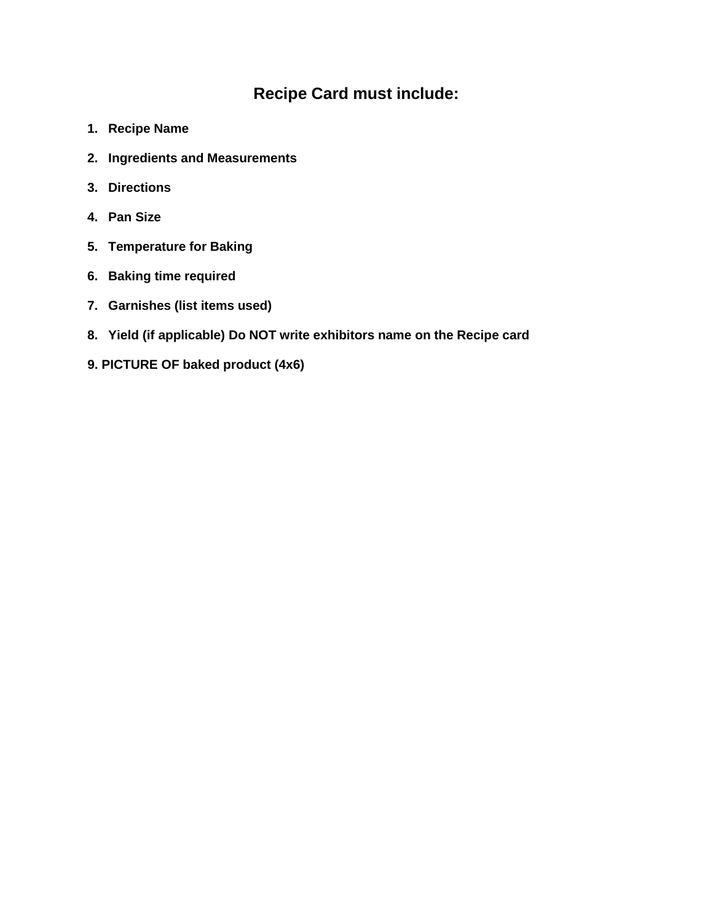## Recipe Card must include:

1. **Recipe Name**
2. **Ingredients and Measurements**
3. **Directions**
4. **Pan Size**
5. **Temperature for Baking**
6. **Baking time required**
7. **Garnishes (list items used)**
8. **Yield (if applicable) Do NOT write exhibitors name on the Recipe card**
9. **PICTURE OF baked product (4x6)**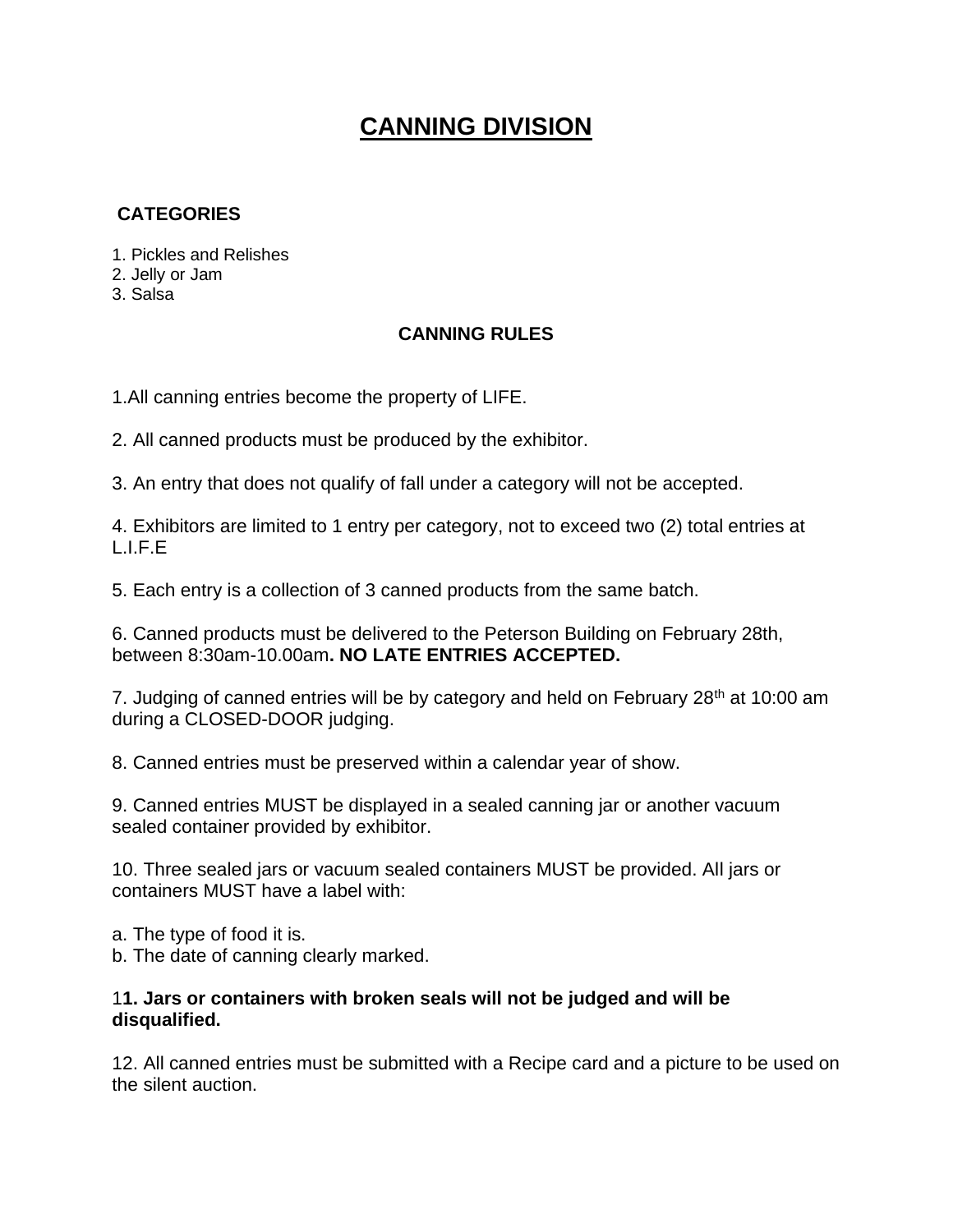# CANNING DIVISION

**CATEGORIES**

1. Pickles and Relishes
2. Jelly or Jam
3. Salsa

**CANNING RULES**

1.All canning entries become the property of LIFE.

2. All canned products must be produced by the exhibitor.

3. An entry that does not qualify of fall under a category will not be accepted.

4. Exhibitors are limited to 1 entry per category, not to exceed two (2) total entries at L.I.F.E

5. Each entry is a collection of 3 canned products from the same batch.

6. Canned products must be delivered to the Peterson Building on February 28th, between 8:30am-10.00am**. NO LATE ENTRIES ACCEPTED.**

7. Judging of canned entries will be by category and held on February 28th at 10:00 am during a CLOSED-DOOR judging.

8. Canned entries must be preserved within a calendar year of show.

9. Canned entries MUST be displayed in a sealed canning jar or another vacuum sealed container provided by exhibitor.

10. Three sealed jars or vacuum sealed containers MUST be provided. All jars or containers MUST have a label with:

a. The type of food it is.
b. The date of canning clearly marked.

1**1. Jars or containers with broken seals will not be judged and will be disqualified.**

12. All canned entries must be submitted with a Recipe card and a picture to be used on the silent auction.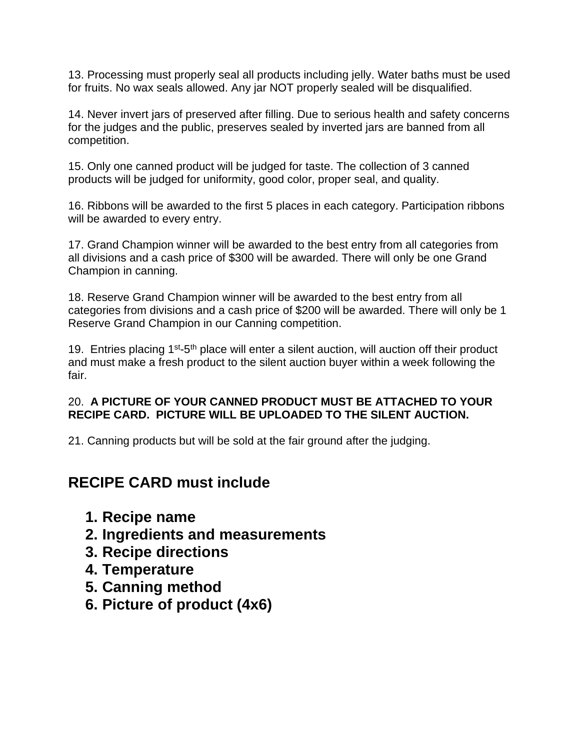13. Processing must properly seal all products including jelly. Water baths must be used for fruits. No wax seals allowed. Any jar NOT properly sealed will be disqualified.

14. Never invert jars of preserved after filling. Due to serious health and safety concerns for the judges and the public, preserves sealed by inverted jars are banned from all competition.

15. Only one canned product will be judged for taste. The collection of 3 canned products will be judged for uniformity, good color, proper seal, and quality.

16. Ribbons will be awarded to the first 5 places in each category. Participation ribbons will be awarded to every entry.

17. Grand Champion winner will be awarded to the best entry from all categories from all divisions and a cash price of $300 will be awarded. There will only be one Grand Champion in canning.

18. Reserve Grand Champion winner will be awarded to the best entry from all categories from divisions and a cash price of $200 will be awarded. There will only be 1 Reserve Grand Champion in our Canning competition.

19. Entries placing 1st-5th place will enter a silent auction, will auction off their product and must make a fresh product to the silent auction buyer within a week following the fair.

20. **A PICTURE OF YOUR CANNED PRODUCT MUST BE ATTACHED TO YOUR RECIPE CARD. PICTURE WILL BE UPLOADED TO THE SILENT AUCTION.**

21. Canning products but will be sold at the fair ground after the judging.

## RECIPE CARD must include

1. **Recipe name**
2. **Ingredients and measurements**
3. **Recipe directions**
4. **Temperature**
5. **Canning method**
6. **Picture of product (4x6)**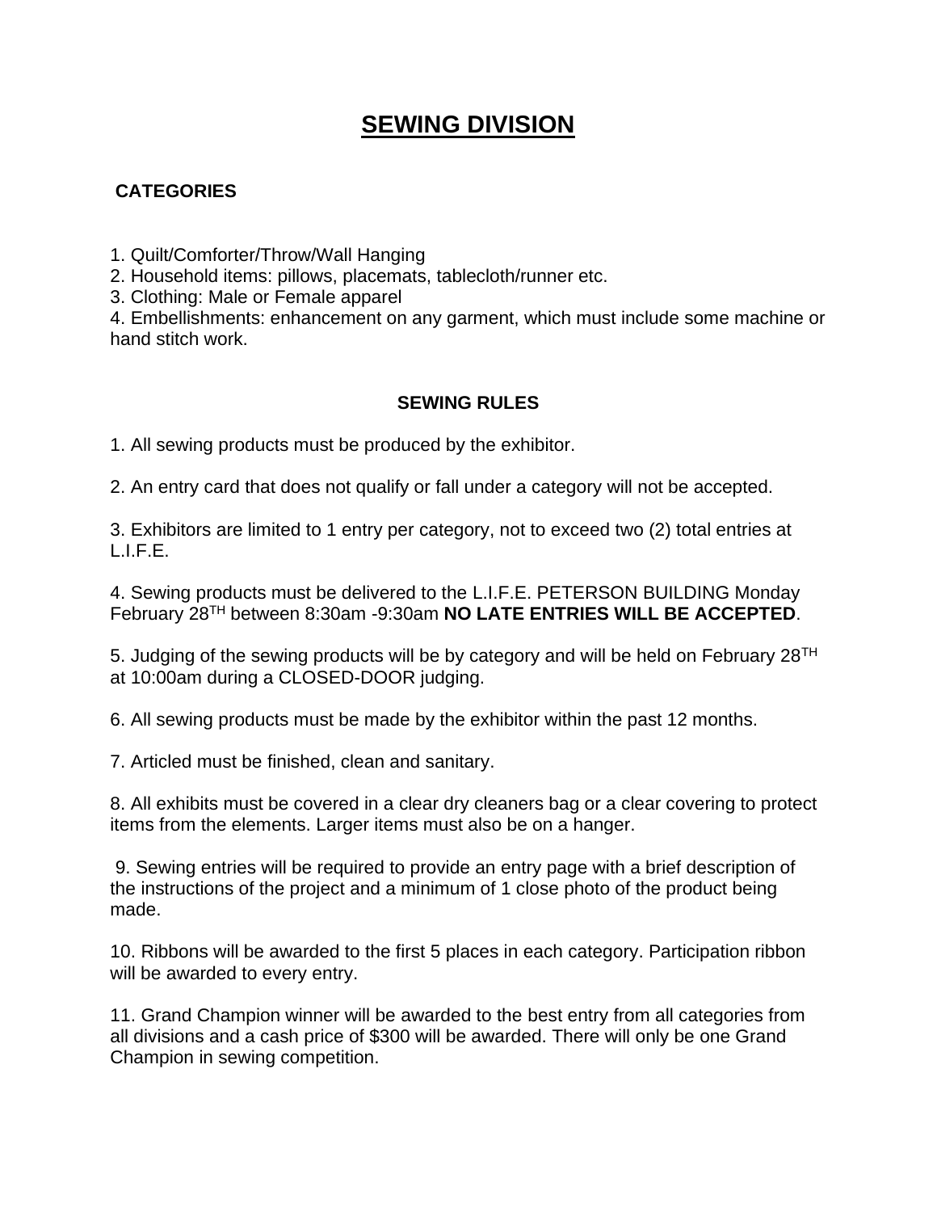# SEWING DIVISION

**CATEGORIES**

1. Quilt/Comforter/Throw/Wall Hanging
2. Household items: pillows, placemats, tablecloth/runner etc.
3. Clothing: Male or Female apparel
4. Embellishments: enhancement on any garment, which must include some machine or hand stitch work.

**SEWING RULES**

1. All sewing products must be produced by the exhibitor.

2. An entry card that does not qualify or fall under a category will not be accepted.

3. Exhibitors are limited to 1 entry per category, not to exceed two (2) total entries at L.I.F.E.

4. Sewing products must be delivered to the L.I.F.E. PETERSON BUILDING Monday February 28TH between 8:30am -9:30am **NO LATE ENTRIES WILL BE ACCEPTED**.

5. Judging of the sewing products will be by category and will be held on February 28TH at 10:00am during a CLOSED-DOOR judging.

6. All sewing products must be made by the exhibitor within the past 12 months.

7. Articled must be finished, clean and sanitary.

8. All exhibits must be covered in a clear dry cleaners bag or a clear covering to protect items from the elements. Larger items must also be on a hanger.

9. Sewing entries will be required to provide an entry page with a brief description of the instructions of the project and a minimum of 1 close photo of the product being made.

10. Ribbons will be awarded to the first 5 places in each category. Participation ribbon will be awarded to every entry.

11. Grand Champion winner will be awarded to the best entry from all categories from all divisions and a cash price of $300 will be awarded. There will only be one Grand Champion in sewing competition.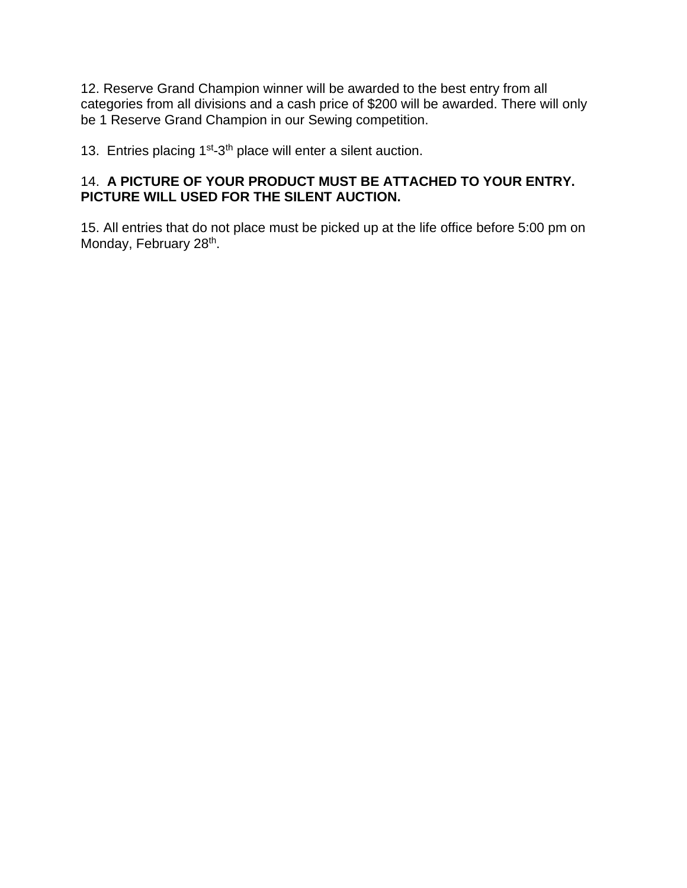12. Reserve Grand Champion winner will be awarded to the best entry from all categories from all divisions and a cash price of $200 will be awarded. There will only be 1 Reserve Grand Champion in our Sewing competition.

13. Entries placing 1st-3th place will enter a silent auction.

14. **A PICTURE OF YOUR PRODUCT MUST BE ATTACHED TO YOUR ENTRY. PICTURE WILL USED FOR THE SILENT AUCTION.**

15. All entries that do not place must be picked up at the life office before 5:00 pm on Monday, February 28th.